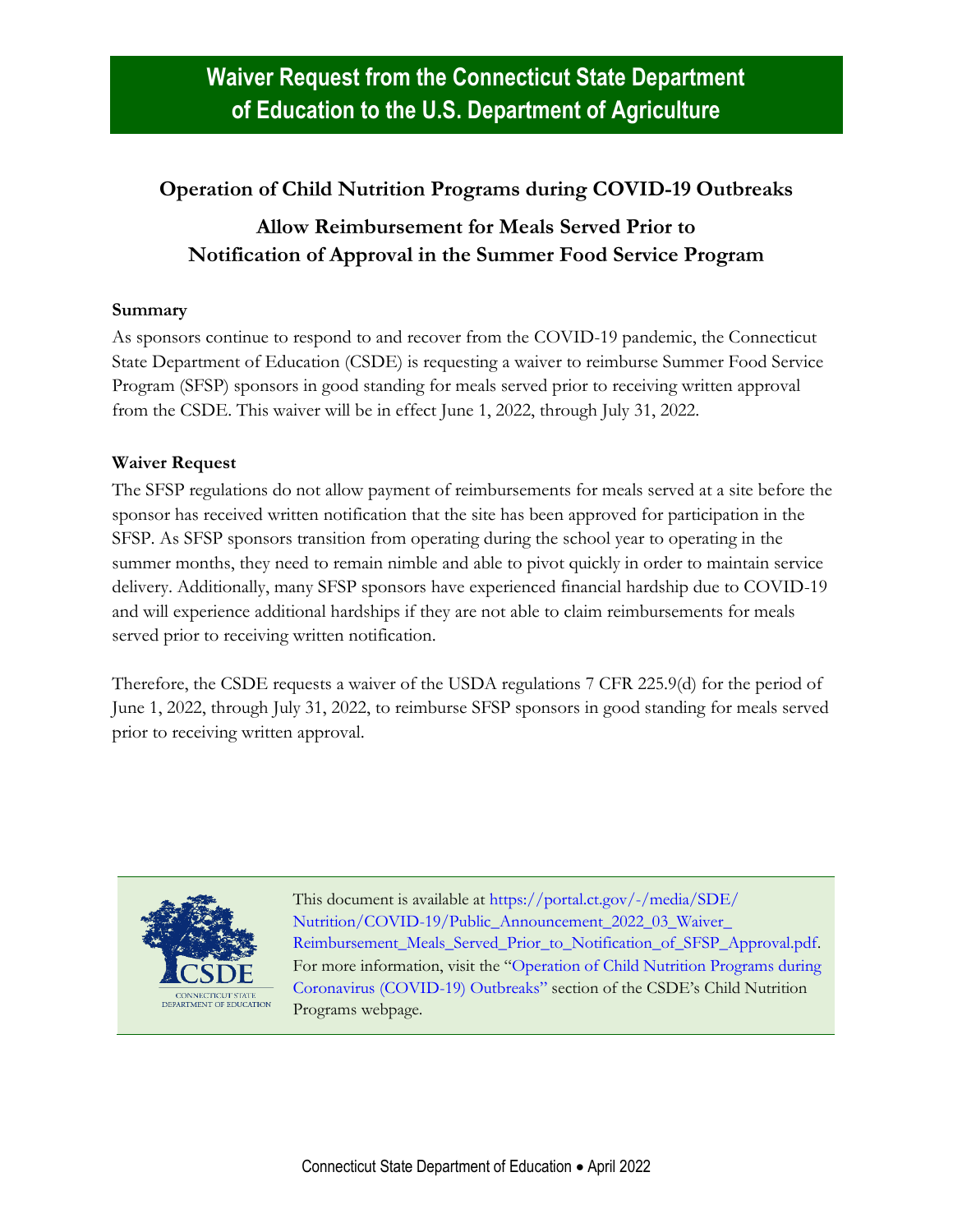# Waiver Request from the Connecticut State Department of Education to the U.S. Department of Agriculture

## Operation of Child Nutrition Programs during COVID-19 Outbreaks

## Allow Reimbursement for Meals Served Prior to Notification of Approval in the Summer Food Service Program

### Summary

As sponsors continue to respond to and recover from the COVID-19 pandemic, the Connecticut State Department of Education (CSDE) is requesting a waiver to reimburse Summer Food Service Program (SFSP) sponsors in good standing for meals served prior to receiving written approval from the CSDE. This waiver will be in effect June 1, 2022, through July 31, 2022.

### Waiver Request

The SFSP regulations do not allow payment of reimbursements for meals served at a site before the sponsor has received written notification that the site has been approved for participation in the SFSP. As SFSP sponsors transition from operating during the school year to operating in the summer months, they need to remain nimble and able to pivot quickly in order to maintain service delivery. Additionally, many SFSP sponsors have experienced financial hardship due to COVID-19 and will experience additional hardships if they are not able to claim reimbursements for meals served prior to receiving written notification.

Therefore, the CSDE requests a waiver of the USDA regulations 7 CFR 225.9(d) for the period of June 1, 2022, through July 31, 2022, to reimburse SFSP sponsors in good standing for meals served prior to receiving written approval.

CSDE
CONNECTICUT STATE DEPARTMENT OF EDUCATION

This document is available at https://portal.ct.gov/-/media/SDE/Nutrition/COVID-19/Public_Announcement_2022_03_Waiver_Reimbursement_Meals_Served_Prior_to_Notification_of_SFSP_Approval.pdf. For more information, visit the "Operation of Child Nutrition Programs during Coronavirus (COVID-19) Outbreaks" section of the CSDE's Child Nutrition Programs webpage.

Connecticut State Department of Education • April 2022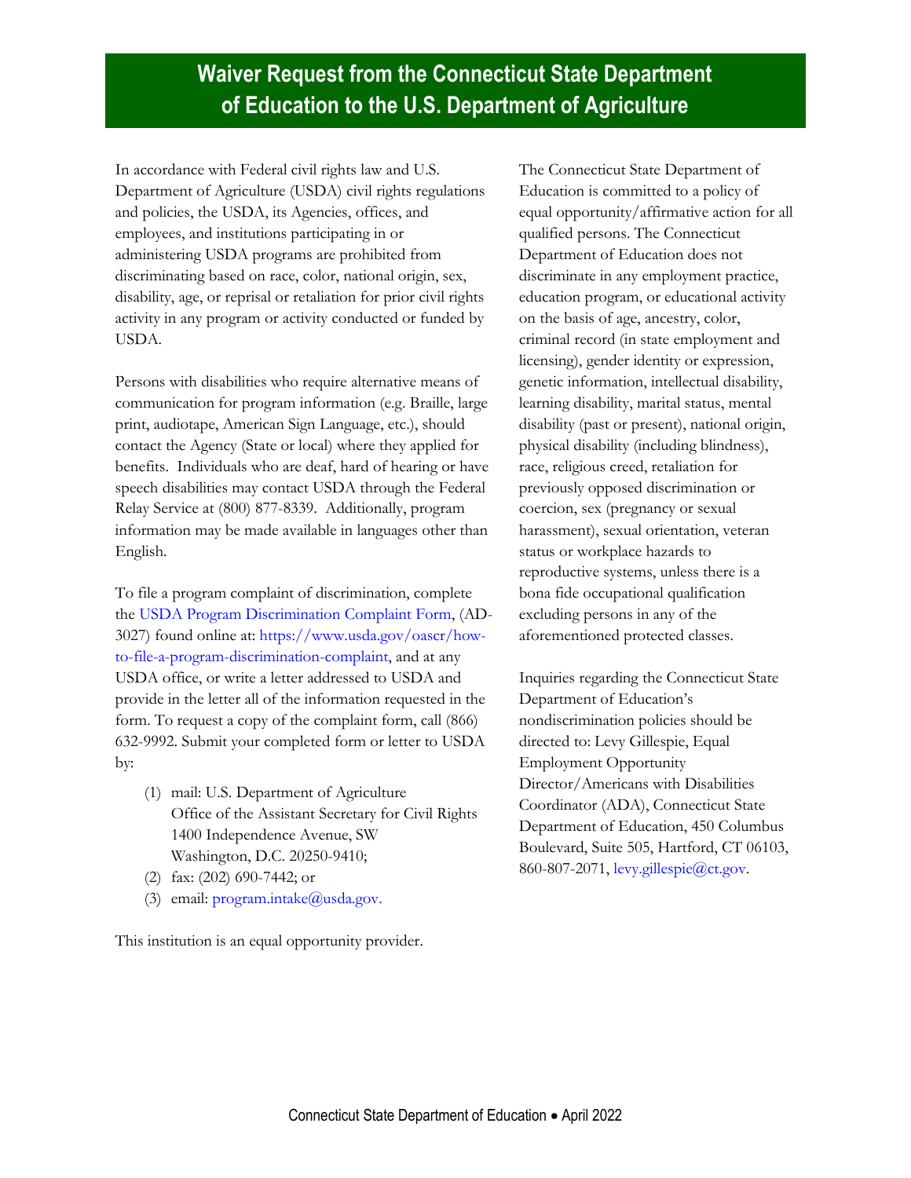# Waiver Request from the Connecticut State Department of Education to the U.S. Department of Agriculture

In accordance with Federal civil rights law and U.S. Department of Agriculture (USDA) civil rights regulations and policies, the USDA, its Agencies, offices, and employees, and institutions participating in or administering USDA programs are prohibited from discriminating based on race, color, national origin, sex, disability, age, or reprisal or retaliation for prior civil rights activity in any program or activity conducted or funded by USDA.

Persons with disabilities who require alternative means of communication for program information (e.g. Braille, large print, audiotape, American Sign Language, etc.), should contact the Agency (State or local) where they applied for benefits. Individuals who are deaf, hard of hearing or have speech disabilities may contact USDA through the Federal Relay Service at (800) 877-8339. Additionally, program information may be made available in languages other than English.

To file a program complaint of discrimination, complete the USDA Program Discrimination Complaint Form, (AD-3027) found online at: https://www.usda.gov/oascr/how-to-file-a-program-discrimination-complaint, and at any USDA office, or write a letter addressed to USDA and provide in the letter all of the information requested in the form. To request a copy of the complaint form, call (866) 632-9992. Submit your completed form or letter to USDA by:

(1) mail: U.S. Department of Agriculture
Office of the Assistant Secretary for Civil Rights
1400 Independence Avenue, SW
Washington, D.C. 20250-9410;

(2) fax: (202) 690-7442; or

(3) email: program.intake@usda.gov.

This institution is an equal opportunity provider.

The Connecticut State Department of Education is committed to a policy of equal opportunity/affirmative action for all qualified persons. The Connecticut Department of Education does not discriminate in any employment practice, education program, or educational activity on the basis of age, ancestry, color, criminal record (in state employment and licensing), gender identity or expression, genetic information, intellectual disability, learning disability, marital status, mental disability (past or present), national origin, physical disability (including blindness), race, religious creed, retaliation for previously opposed discrimination or coercion, sex (pregnancy or sexual harassment), sexual orientation, veteran status or workplace hazards to reproductive systems, unless there is a bona fide occupational qualification excluding persons in any of the aforementioned protected classes.

Inquiries regarding the Connecticut State Department of Education's nondiscrimination policies should be directed to: Levy Gillespie, Equal Employment Opportunity Director/Americans with Disabilities Coordinator (ADA), Connecticut State Department of Education, 450 Columbus Boulevard, Suite 505, Hartford, CT 06103, 860-807-2071, levy.gillespie@ct.gov.